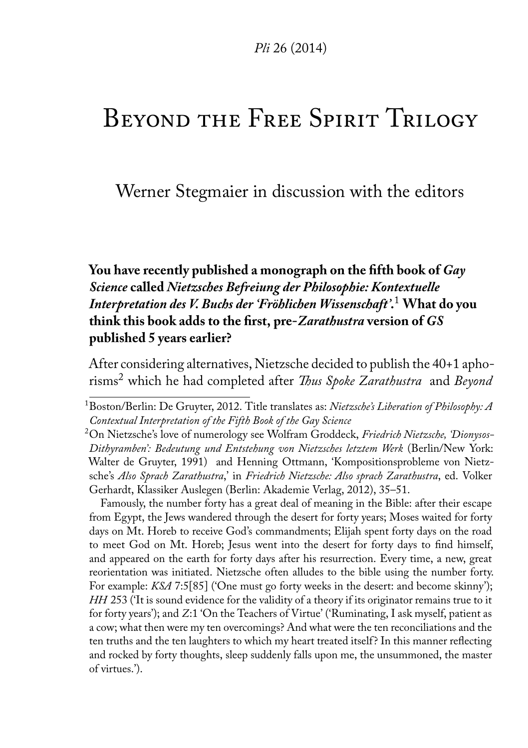# Beyond the Free Spirit Trilogy

## Werner Stegmaier in discussion with the editors

**You have recently published a monograph on the fifth book of *Gay Science* called *Nietzsches Befreiung der Philosophie: Kontextuelle Interpretation des V. Buchs der 'Fröhlichen Wissenschaft'*.[1] What do you think this book adds to the first, pre-*Zarathustra* version of *GS* published 5 years earlier?**

After considering alternatives, Nietzsche decided to publish the 40+1 aphorisms[2] which he had completed after *Thus Spoke Zarathustra* and *Beyond*

---

[1] Boston/Berlin: De Gruyter, 2012. Title translates as: *Nietzsche's Liberation of Philosophy: A Contextual Interpretation of the Fifth Book of the Gay Science*

[2] On Nietzsche's love of numerology see Wolfram Groddeck, *Friedrich Nietzsche, 'Dionysos-Dithyramben': Bedeutung und Entstehung von Nietzsches letztem Werk* (Berlin/New York: Walter de Gruyter, 1991) and Henning Ottmann, 'Kompositionsprobleme von Nietzsche's *Also Sprach Zarathustra*,' in *Friedrich Nietzsche: Also sprach Zarathustra*, ed. Volker Gerhardt, Klassiker Auslegen (Berlin: Akademie Verlag, 2012), 35–51.

Famously, the number forty has a great deal of meaning in the Bible: after their escape from Egypt, the Jews wandered through the desert for forty years; Moses waited for forty days on Mt. Horeb to receive God's commandments; Elijah spent forty days on the road to meet God on Mt. Horeb; Jesus went into the desert for forty days to find himself, and appeared on the earth for forty days after his resurrection. Every time, a new, great reorientation was initiated. Nietzsche often alludes to the bible using the number forty. For example: *KSA* 7:5[85] ('One must go forty weeks in the desert: and become skinny'); *HH* 253 ('It is sound evidence for the validity of a theory if its originator remains true to it for forty years'); and *Z*:1 'On the Teachers of Virtue' ('Ruminating, I ask myself, patient as a cow; what then were my ten overcomings? And what were the ten reconciliations and the ten truths and the ten laughters to which my heart treated itself? In this manner reflecting and rocked by forty thoughts, sleep suddenly falls upon me, the unsummoned, the master of virtues.').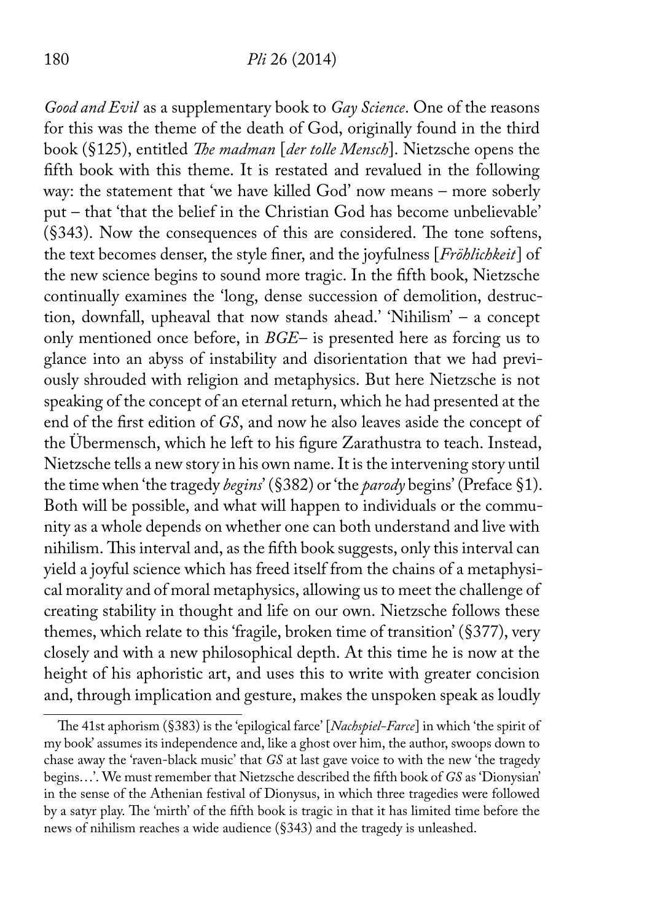*Good and Evil* as a supplementary book to *Gay Science*. One of the reasons for this was the theme of the death of God, originally found in the third book (§125), entitled *The madman* [*der tolle Mensch*]. Nietzsche opens the fifth book with this theme. It is restated and revalued in the following way: the statement that 'we have killed God' now means – more soberly put – that 'that the belief in the Christian God has become unbelievable' (§343). Now the consequences of this are considered. The tone softens, the text becomes denser, the style finer, and the joyfulness [*Fröhlichkeit*] of the new science begins to sound more tragic. In the fifth book, Nietzsche continually examines the 'long, dense succession of demolition, destruction, downfall, upheaval that now stands ahead.' 'Nihilism' – a concept only mentioned once before, in *BGE*– is presented here as forcing us to glance into an abyss of instability and disorientation that we had previously shrouded with religion and metaphysics. But here Nietzsche is not speaking of the concept of an eternal return, which he had presented at the end of the first edition of *GS*, and now he also leaves aside the concept of the Übermensch, which he left to his figure Zarathustra to teach. Instead, Nietzsche tells a new story in his own name. It is the intervening story until the time when 'the tragedy *begins*' (§382) or 'the *parody* begins' (Preface §1). Both will be possible, and what will happen to individuals or the community as a whole depends on whether one can both understand and live with nihilism. This interval and, as the fifth book suggests, only this interval can yield a joyful science which has freed itself from the chains of a metaphysical morality and of moral metaphysics, allowing us to meet the challenge of creating stability in thought and life on our own. Nietzsche follows these themes, which relate to this 'fragile, broken time of transition' (§377), very closely and with a new philosophical depth. At this time he is now at the height of his aphoristic art, and uses this to write with greater concision and, through implication and gesture, makes the unspoken speak as loudly

---

The 41st aphorism (§383) is the 'epilogical farce' [*Nachspiel-Farce*] in which 'the spirit of my book' assumes its independence and, like a ghost over him, the author, swoops down to chase away the 'raven-black music' that *GS* at last gave voice to with the new 'the tragedy begins…'. We must remember that Nietzsche described the fifth book of *GS* as 'Dionysian' in the sense of the Athenian festival of Dionysus, in which three tragedies were followed by a satyr play. The 'mirth' of the fifth book is tragic in that it has limited time before the news of nihilism reaches a wide audience (§343) and the tragedy is unleashed.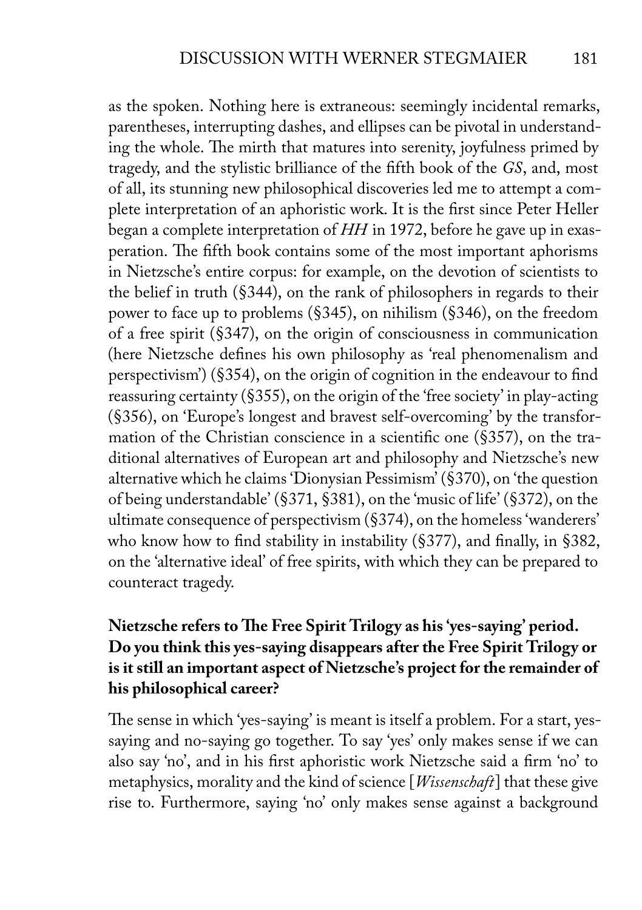as the spoken. Nothing here is extraneous: seemingly incidental remarks, parentheses, interrupting dashes, and ellipses can be pivotal in understanding the whole. The mirth that matures into serenity, joyfulness primed by tragedy, and the stylistic brilliance of the fifth book of the *GS*, and, most of all, its stunning new philosophical discoveries led me to attempt a complete interpretation of an aphoristic work. It is the first since Peter Heller began a complete interpretation of *HH* in 1972, before he gave up in exasperation. The fifth book contains some of the most important aphorisms in Nietzsche's entire corpus: for example, on the devotion of scientists to the belief in truth (§344), on the rank of philosophers in regards to their power to face up to problems (§345), on nihilism (§346), on the freedom of a free spirit (§347), on the origin of consciousness in communication (here Nietzsche defines his own philosophy as 'real phenomenalism and perspectivism') (§354), on the origin of cognition in the endeavour to find reassuring certainty (§355), on the origin of the 'free society' in play-acting (§356), on 'Europe's longest and bravest self-overcoming' by the transformation of the Christian conscience in a scientific one (§357), on the traditional alternatives of European art and philosophy and Nietzsche's new alternative which he claims 'Dionysian Pessimism' (§370), on 'the question of being understandable' (§371, §381), on the 'music of life' (§372), on the ultimate consequence of perspectivism (§374), on the homeless 'wanderers' who know how to find stability in instability (§377), and finally, in §382, on the 'alternative ideal' of free spirits, with which they can be prepared to counteract tragedy.

**Nietzsche refers to The Free Spirit Trilogy as his 'yes-saying' period. Do you think this yes-saying disappears after the Free Spirit Trilogy or is it still an important aspect of Nietzsche's project for the remainder of his philosophical career?**

The sense in which 'yes-saying' is meant is itself a problem. For a start, yes-saying and no-saying go together. To say 'yes' only makes sense if we can also say 'no', and in his first aphoristic work Nietzsche said a firm 'no' to metaphysics, morality and the kind of science [*Wissenschaft*] that these give rise to. Furthermore, saying 'no' only makes sense against a background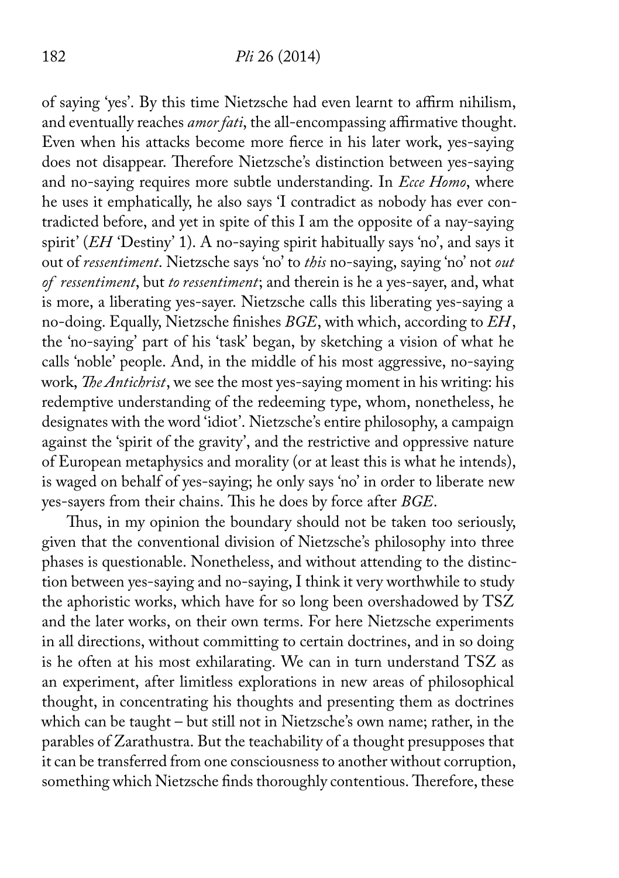of saying 'yes'. By this time Nietzsche had even learnt to affirm nihilism, and eventually reaches *amor fati*, the all-encompassing affirmative thought. Even when his attacks become more fierce in his later work, yes-saying does not disappear. Therefore Nietzsche's distinction between yes-saying and no-saying requires more subtle understanding. In *Ecce Homo*, where he uses it emphatically, he also says 'I contradict as nobody has ever contradicted before, and yet in spite of this I am the opposite of a nay-saying spirit' (*EH* 'Destiny' 1). A no-saying spirit habitually says 'no', and says it out of *ressentiment*. Nietzsche says 'no' to *this* no-saying, saying 'no' not *out of ressentiment*, but *to ressentiment*; and therein is he a yes-sayer, and, what is more, a liberating yes-sayer. Nietzsche calls this liberating yes-saying a no-doing. Equally, Nietzsche finishes *BGE*, with which, according to *EH*, the 'no-saying' part of his 'task' began, by sketching a vision of what he calls 'noble' people. And, in the middle of his most aggressive, no-saying work, *The Antichrist*, we see the most yes-saying moment in his writing: his redemptive understanding of the redeeming type, whom, nonetheless, he designates with the word 'idiot'. Nietzsche's entire philosophy, a campaign against the 'spirit of the gravity', and the restrictive and oppressive nature of European metaphysics and morality (or at least this is what he intends), is waged on behalf of yes-saying; he only says 'no' in order to liberate new yes-sayers from their chains. This he does by force after *BGE*.

Thus, in my opinion the boundary should not be taken too seriously, given that the conventional division of Nietzsche's philosophy into three phases is questionable. Nonetheless, and without attending to the distinction between yes-saying and no-saying, I think it very worthwhile to study the aphoristic works, which have for so long been overshadowed by TSZ and the later works, on their own terms. For here Nietzsche experiments in all directions, without committing to certain doctrines, and in so doing is he often at his most exhilarating. We can in turn understand TSZ as an experiment, after limitless explorations in new areas of philosophical thought, in concentrating his thoughts and presenting them as doctrines which can be taught – but still not in Nietzsche's own name; rather, in the parables of Zarathustra. But the teachability of a thought presupposes that it can be transferred from one consciousness to another without corruption, something which Nietzsche finds thoroughly contentious. Therefore, these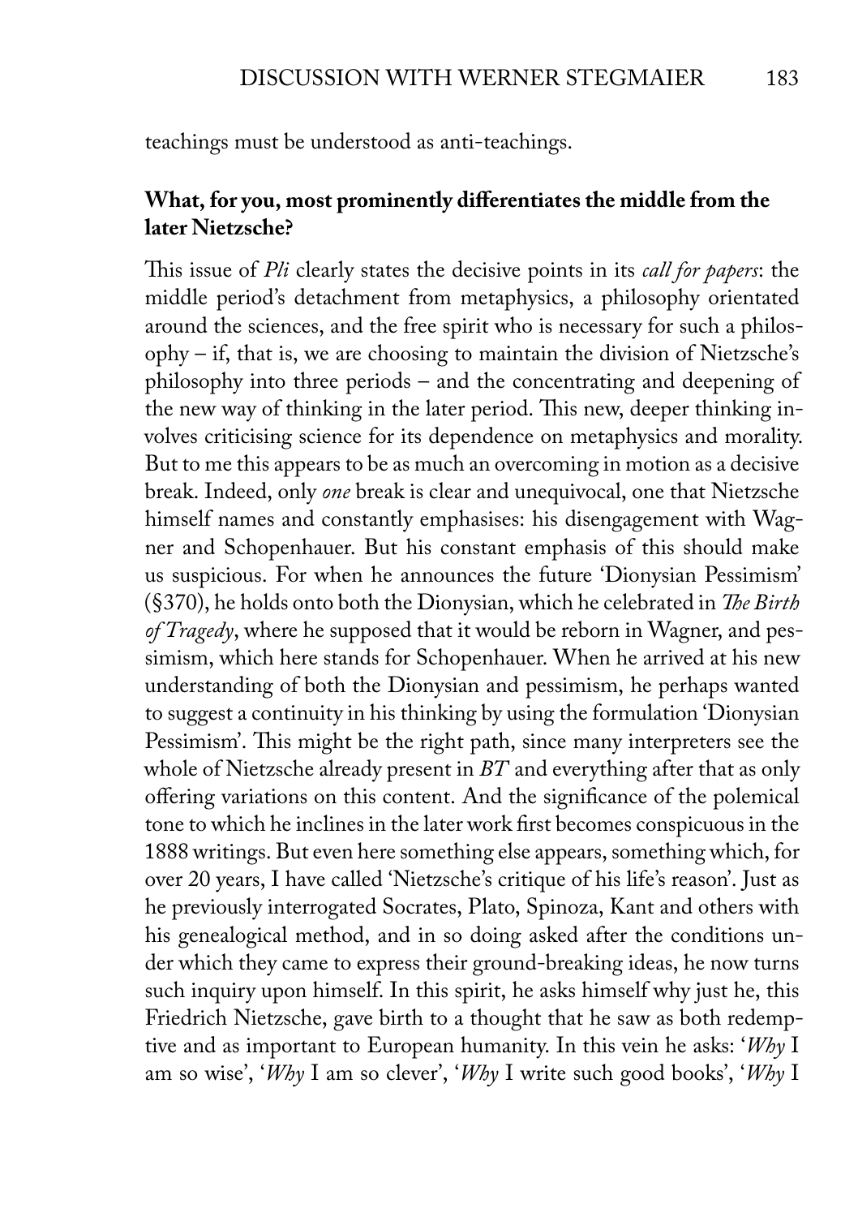teachings must be understood as anti-teachings.

**What, for you, most prominently differentiates the middle from the later Nietzsche?**

This issue of *Pli* clearly states the decisive points in its *call for papers*: the middle period's detachment from metaphysics, a philosophy orientated around the sciences, and the free spirit who is necessary for such a philosophy – if, that is, we are choosing to maintain the division of Nietzsche's philosophy into three periods – and the concentrating and deepening of the new way of thinking in the later period. This new, deeper thinking involves criticising science for its dependence on metaphysics and morality. But to me this appears to be as much an overcoming in motion as a decisive break. Indeed, only *one* break is clear and unequivocal, one that Nietzsche himself names and constantly emphasises: his disengagement with Wagner and Schopenhauer. But his constant emphasis of this should make us suspicious. For when he announces the future 'Dionysian Pessimism' (§370), he holds onto both the Dionysian, which he celebrated in *The Birth of Tragedy*, where he supposed that it would be reborn in Wagner, and pessimism, which here stands for Schopenhauer. When he arrived at his new understanding of both the Dionysian and pessimism, he perhaps wanted to suggest a continuity in his thinking by using the formulation 'Dionysian Pessimism'. This might be the right path, since many interpreters see the whole of Nietzsche already present in *BT* and everything after that as only offering variations on this content. And the significance of the polemical tone to which he inclines in the later work first becomes conspicuous in the 1888 writings. But even here something else appears, something which, for over 20 years, I have called 'Nietzsche's critique of his life's reason'. Just as he previously interrogated Socrates, Plato, Spinoza, Kant and others with his genealogical method, and in so doing asked after the conditions under which they came to express their ground-breaking ideas, he now turns such inquiry upon himself. In this spirit, he asks himself why just he, this Friedrich Nietzsche, gave birth to a thought that he saw as both redemptive and as important to European humanity. In this vein he asks: '*Why* I am so wise', '*Why* I am so clever', '*Why* I write such good books', '*Why* I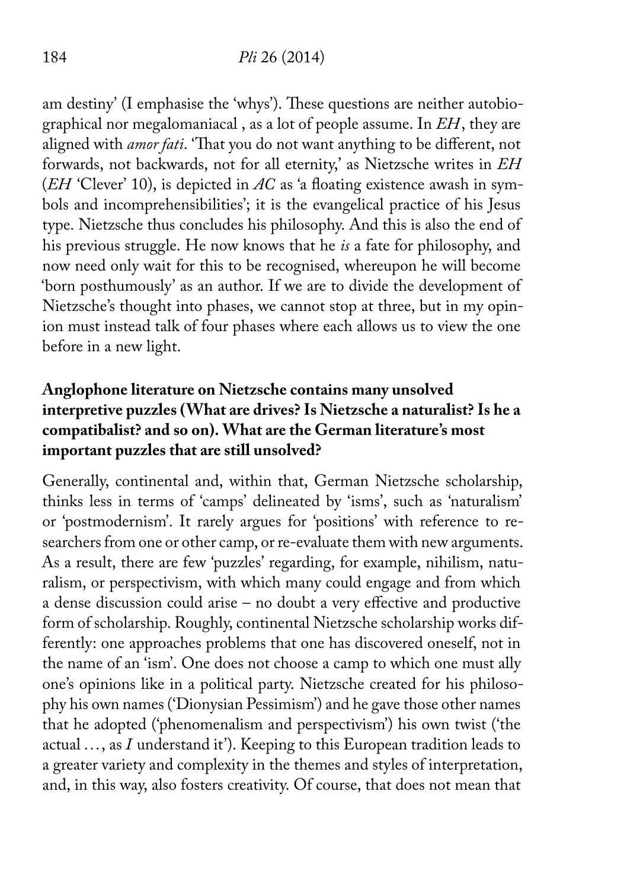am destiny' (I emphasise the 'whys'). These questions are neither autobiographical nor megalomaniacal , as a lot of people assume. In *EH*, they are aligned with *amor fati*. 'That you do not want anything to be different, not forwards, not backwards, not for all eternity,' as Nietzsche writes in *EH* (*EH* 'Clever' 10), is depicted in *AC* as 'a floating existence awash in symbols and incomprehensibilities'; it is the evangelical practice of his Jesus type. Nietzsche thus concludes his philosophy. And this is also the end of his previous struggle. He now knows that he *is* a fate for philosophy, and now need only wait for this to be recognised, whereupon he will become 'born posthumously' as an author. If we are to divide the development of Nietzsche's thought into phases, we cannot stop at three, but in my opinion must instead talk of four phases where each allows us to view the one before in a new light.

**Anglophone literature on Nietzsche contains many unsolved interpretive puzzles (What are drives? Is Nietzsche a naturalist? Is he a compatibalist? and so on). What are the German literature's most important puzzles that are still unsolved?**

Generally, continental and, within that, German Nietzsche scholarship, thinks less in terms of 'camps' delineated by 'isms', such as 'naturalism' or 'postmodernism'. It rarely argues for 'positions' with reference to researchers from one or other camp, or re-evaluate them with new arguments. As a result, there are few 'puzzles' regarding, for example, nihilism, naturalism, or perspectivism, with which many could engage and from which a dense discussion could arise – no doubt a very effective and productive form of scholarship. Roughly, continental Nietzsche scholarship works differently: one approaches problems that one has discovered oneself, not in the name of an 'ism'. One does not choose a camp to which one must ally one's opinions like in a political party. Nietzsche created for his philosophy his own names ('Dionysian Pessimism') and he gave those other names that he adopted ('phenomenalism and perspectivism') his own twist ('the actual …, as *I* understand it'). Keeping to this European tradition leads to a greater variety and complexity in the themes and styles of interpretation, and, in this way, also fosters creativity. Of course, that does not mean that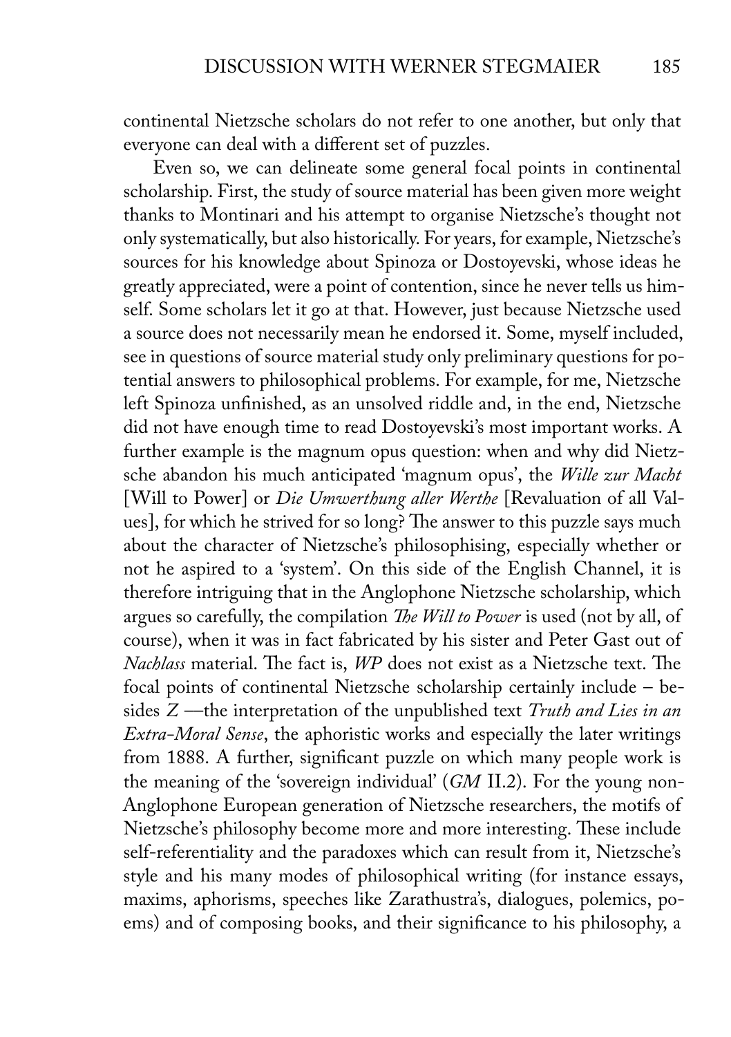continental Nietzsche scholars do not refer to one another, but only that everyone can deal with a different set of puzzles.

Even so, we can delineate some general focal points in continental scholarship. First, the study of source material has been given more weight thanks to Montinari and his attempt to organise Nietzsche's thought not only systematically, but also historically. For years, for example, Nietzsche's sources for his knowledge about Spinoza or Dostoyevski, whose ideas he greatly appreciated, were a point of contention, since he never tells us himself. Some scholars let it go at that. However, just because Nietzsche used a source does not necessarily mean he endorsed it. Some, myself included, see in questions of source material study only preliminary questions for potential answers to philosophical problems. For example, for me, Nietzsche left Spinoza unfinished, as an unsolved riddle and, in the end, Nietzsche did not have enough time to read Dostoyevski's most important works. A further example is the magnum opus question: when and why did Nietzsche abandon his much anticipated 'magnum opus', the *Wille zur Macht* [Will to Power] or *Die Umwerthung aller Werthe* [Revaluation of all Values], for which he strived for so long? The answer to this puzzle says much about the character of Nietzsche's philosophising, especially whether or not he aspired to a 'system'. On this side of the English Channel, it is therefore intriguing that in the Anglophone Nietzsche scholarship, which argues so carefully, the compilation *The Will to Power* is used (not by all, of course), when it was in fact fabricated by his sister and Peter Gast out of *Nachlass* material. The fact is, *WP* does not exist as a Nietzsche text. The focal points of continental Nietzsche scholarship certainly include – besides *Z* —the interpretation of the unpublished text *Truth and Lies in an Extra-Moral Sense*, the aphoristic works and especially the later writings from 1888. A further, significant puzzle on which many people work is the meaning of the 'sovereign individual' (*GM* II.2). For the young non-Anglophone European generation of Nietzsche researchers, the motifs of Nietzsche's philosophy become more and more interesting. These include self-referentiality and the paradoxes which can result from it, Nietzsche's style and his many modes of philosophical writing (for instance essays, maxims, aphorisms, speeches like Zarathustra's, dialogues, polemics, poems) and of composing books, and their significance to his philosophy, a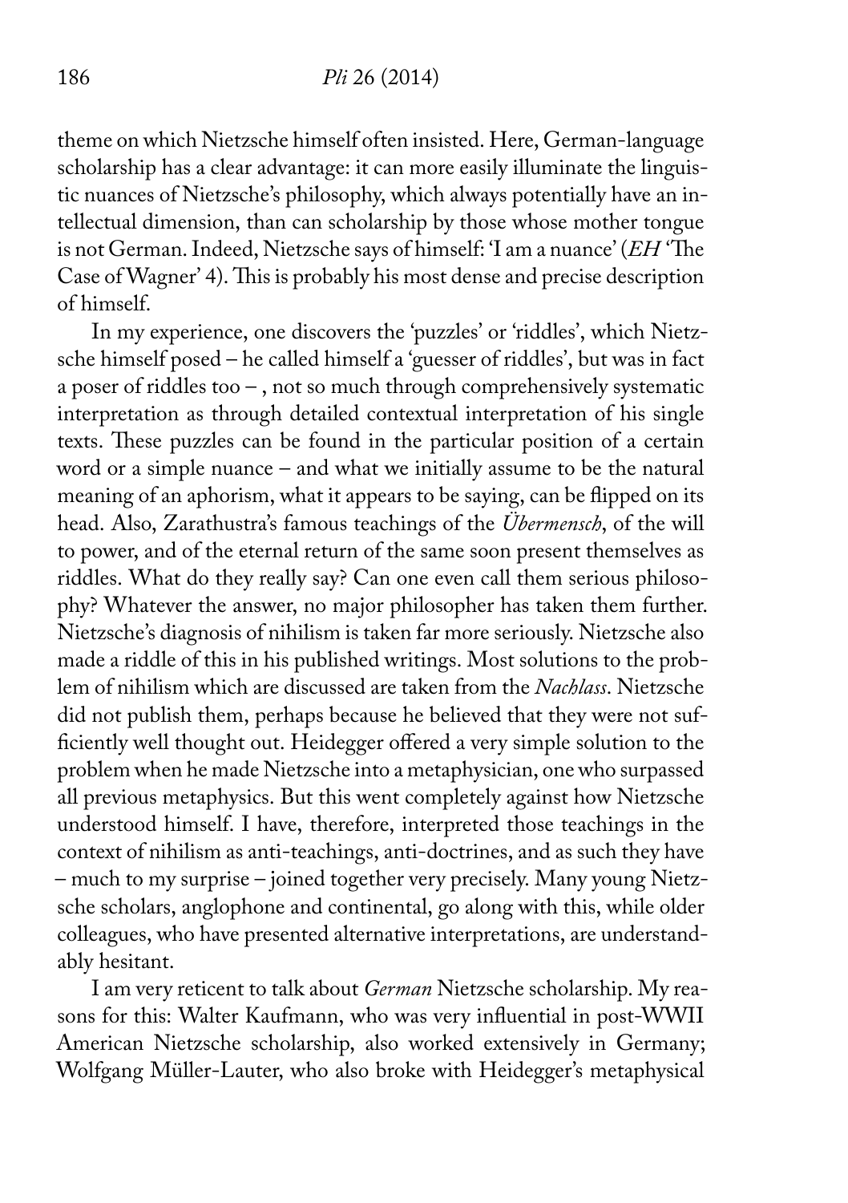theme on which Nietzsche himself often insisted. Here, German-language scholarship has a clear advantage: it can more easily illuminate the linguistic nuances of Nietzsche's philosophy, which always potentially have an intellectual dimension, than can scholarship by those whose mother tongue is not German. Indeed, Nietzsche says of himself: 'I am a nuance' (*EH* 'The Case of Wagner' 4). This is probably his most dense and precise description of himself.

In my experience, one discovers the 'puzzles' or 'riddles', which Nietzsche himself posed – he called himself a 'guesser of riddles', but was in fact a poser of riddles too – , not so much through comprehensively systematic interpretation as through detailed contextual interpretation of his single texts. These puzzles can be found in the particular position of a certain word or a simple nuance – and what we initially assume to be the natural meaning of an aphorism, what it appears to be saying, can be flipped on its head. Also, Zarathustra's famous teachings of the *Übermensch*, of the will to power, and of the eternal return of the same soon present themselves as riddles. What do they really say? Can one even call them serious philosophy? Whatever the answer, no major philosopher has taken them further. Nietzsche's diagnosis of nihilism is taken far more seriously. Nietzsche also made a riddle of this in his published writings. Most solutions to the problem of nihilism which are discussed are taken from the *Nachlass*. Nietzsche did not publish them, perhaps because he believed that they were not sufficiently well thought out. Heidegger offered a very simple solution to the problem when he made Nietzsche into a metaphysician, one who surpassed all previous metaphysics. But this went completely against how Nietzsche understood himself. I have, therefore, interpreted those teachings in the context of nihilism as anti-teachings, anti-doctrines, and as such they have – much to my surprise – joined together very precisely. Many young Nietzsche scholars, anglophone and continental, go along with this, while older colleagues, who have presented alternative interpretations, are understandably hesitant.

I am very reticent to talk about *German* Nietzsche scholarship. My reasons for this: Walter Kaufmann, who was very influential in post-WWII American Nietzsche scholarship, also worked extensively in Germany; Wolfgang Müller-Lauter, who also broke with Heidegger's metaphysical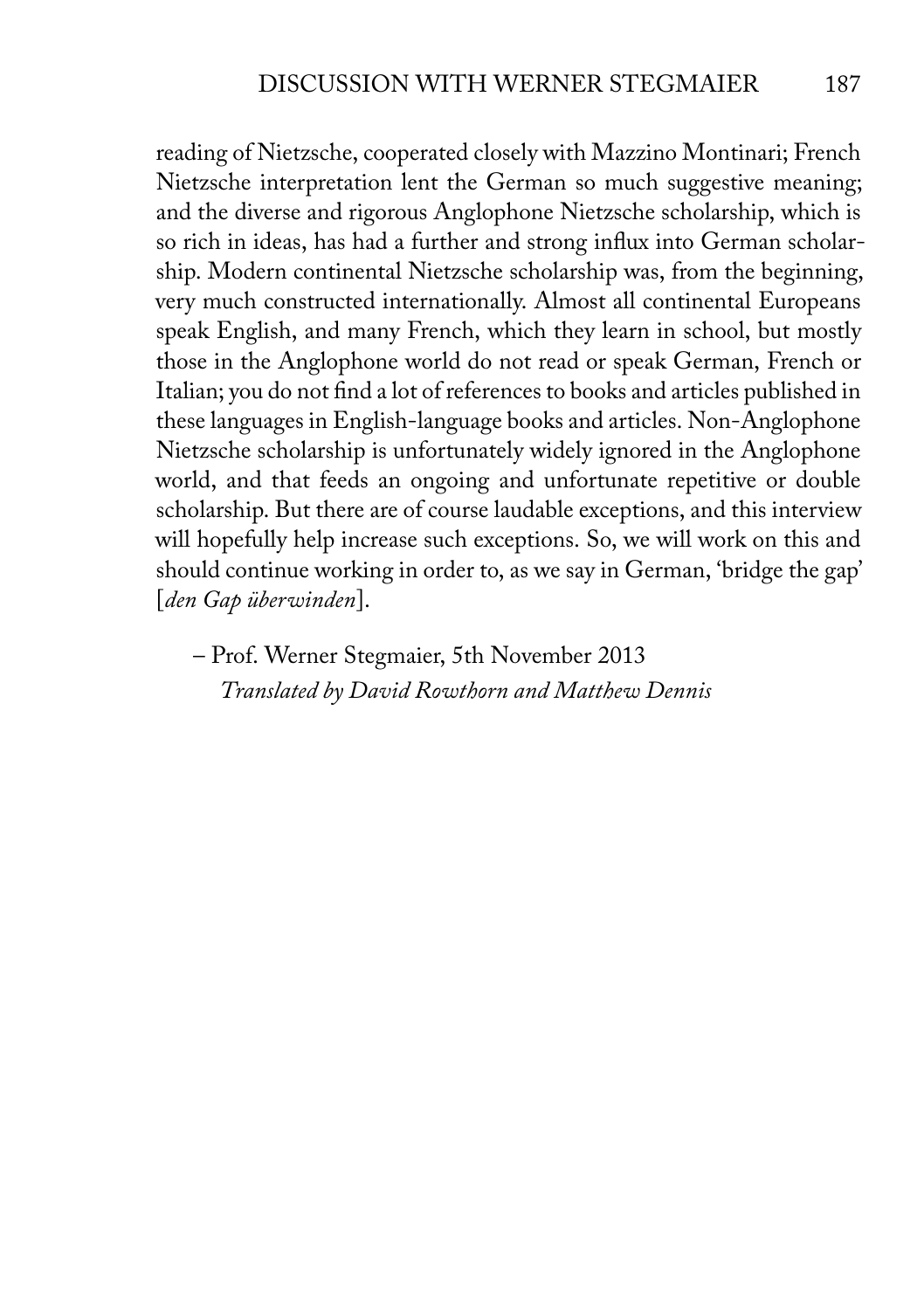reading of Nietzsche, cooperated closely with Mazzino Montinari; French Nietzsche interpretation lent the German so much suggestive meaning; and the diverse and rigorous Anglophone Nietzsche scholarship, which is so rich in ideas, has had a further and strong influx into German scholarship. Modern continental Nietzsche scholarship was, from the beginning, very much constructed internationally. Almost all continental Europeans speak English, and many French, which they learn in school, but mostly those in the Anglophone world do not read or speak German, French or Italian; you do not find a lot of references to books and articles published in these languages in English-language books and articles. Non-Anglophone Nietzsche scholarship is unfortunately widely ignored in the Anglophone world, and that feeds an ongoing and unfortunate repetitive or double scholarship. But there are of course laudable exceptions, and this interview will hopefully help increase such exceptions. So, we will work on this and should continue working in order to, as we say in German, 'bridge the gap' [*den Gap überwinden*].

– Prof. Werner Stegmaier, 5th November 2013
*Translated by David Rowthorn and Matthew Dennis*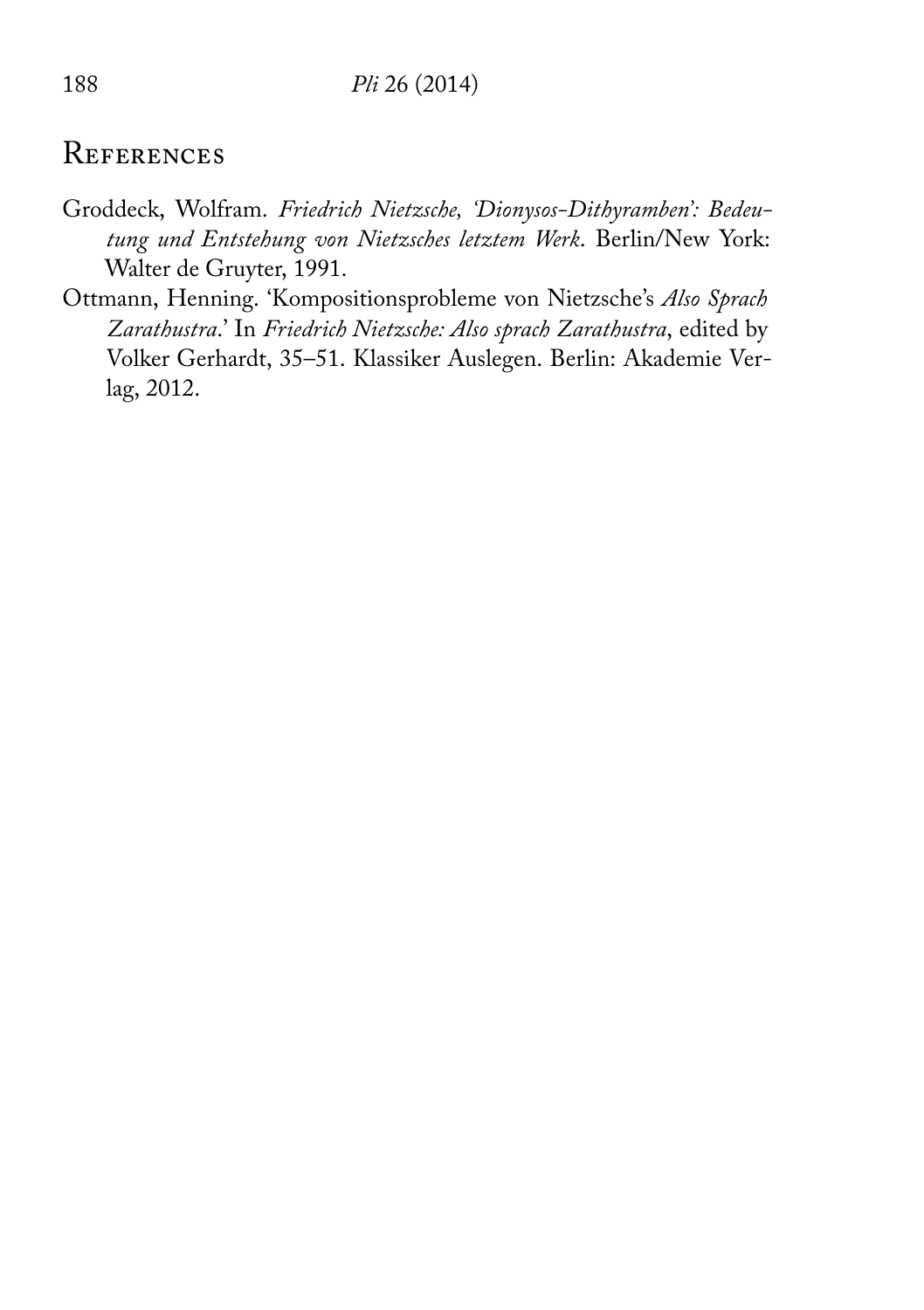## References

Groddeck, Wolfram. *Friedrich Nietzsche, 'Dionysos-Dithyramben': Bedeutung und Entstehung von Nietzsches letztem Werk*. Berlin/New York: Walter de Gruyter, 1991.

Ottmann, Henning. 'Kompositionsprobleme von Nietzsche's *Also Sprach Zarathustra*.' In *Friedrich Nietzsche: Also sprach Zarathustra*, edited by Volker Gerhardt, 35–51. Klassiker Auslegen. Berlin: Akademie Verlag, 2012.